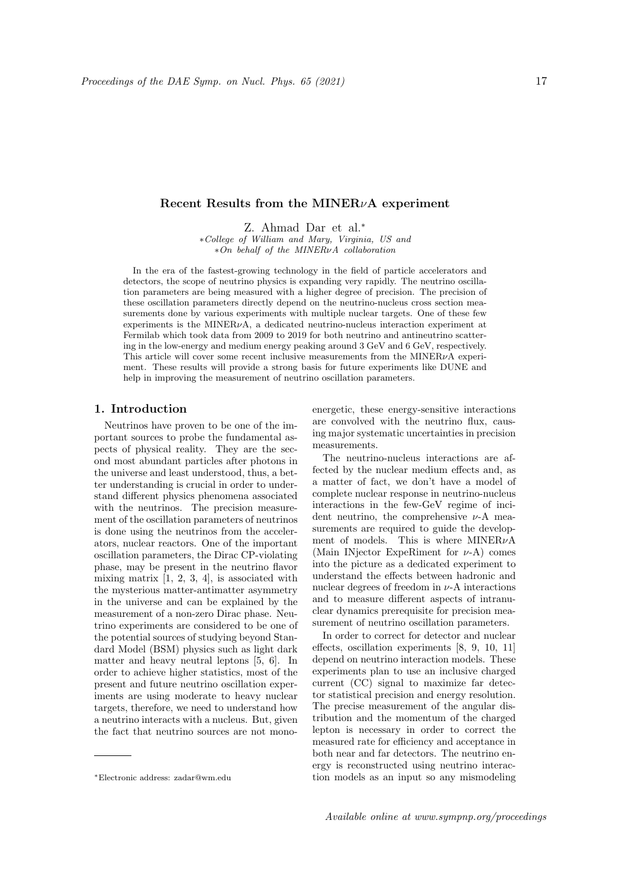## Recent Results from the MINER$\nu$A experiment

Z. Ahmad Dar et al.*

*College of William and Mary, Virginia, US and*
*On behalf of the MINER$\nu$A collaboration*

In the era of the fastest-growing technology in the field of particle accelerators and detectors, the scope of neutrino physics is expanding very rapidly. The neutrino oscillation parameters are being measured with a higher degree of precision. The precision of these oscillation parameters directly depend on the neutrino-nucleus cross section measurements done by various experiments with multiple nuclear targets. One of these few experiments is the MINER$\nu$A, a dedicated neutrino-nucleus interaction experiment at Fermilab which took data from 2009 to 2019 for both neutrino and antineutrino scattering in the low-energy and medium energy peaking around 3 GeV and 6 GeV, respectively. This article will cover some recent inclusive measurements from the MINER$\nu$A experiment. These results will provide a strong basis for future experiments like DUNE and help in improving the measurement of neutrino oscillation parameters.

### 1. Introduction

Neutrinos have proven to be one of the important sources to probe the fundamental aspects of physical reality. They are the second most abundant particles after photons in the universe and least understood, thus, a better understanding is crucial in order to understand different physics phenomena associated with the neutrinos. The precision measurement of the oscillation parameters of neutrinos is done using the neutrinos from the accelerators, nuclear reactors. One of the important oscillation parameters, the Dirac CP-violating phase, may be present in the neutrino flavor mixing matrix [1, 2, 3, 4], is associated with the mysterious matter-antimatter asymmetry in the universe and can be explained by the measurement of a non-zero Dirac phase. Neutrino experiments are considered to be one of the potential sources of studying beyond Standard Model (BSM) physics such as light dark matter and heavy neutral leptons [5, 6]. In order to achieve higher statistics, most of the present and future neutrino oscillation experiments are using moderate to heavy nuclear targets, therefore, we need to understand how a neutrino interacts with a nucleus. But, given the fact that neutrino sources are not monoenergetic, these energy-sensitive interactions are convolved with the neutrino flux, causing major systematic uncertainties in precision measurements.

The neutrino-nucleus interactions are affected by the nuclear medium effects and, as a matter of fact, we don't have a model of complete nuclear response in neutrino-nucleus interactions in the few-GeV regime of incident neutrino, the comprehensive $\nu$-A measurements are required to guide the development of models. This is where MINER$\nu$A (Main INjector ExpeRiment for $\nu$-A) comes into the picture as a dedicated experiment to understand the effects between hadronic and nuclear degrees of freedom in $\nu$-A interactions and to measure different aspects of intranuclear dynamics prerequisite for precision measurement of neutrino oscillation parameters.

In order to correct for detector and nuclear effects, oscillation experiments [8, 9, 10, 11] depend on neutrino interaction models. These experiments plan to use an inclusive charged current (CC) signal to maximize far detector statistical precision and energy resolution. The precise measurement of the angular distribution and the momentum of the charged lepton is necessary in order to correct the measured rate for efficiency and acceptance in both near and far detectors. The neutrino energy is reconstructed using neutrino interaction models as an input so any mismodeling

*Electronic address: zadar@wm.edu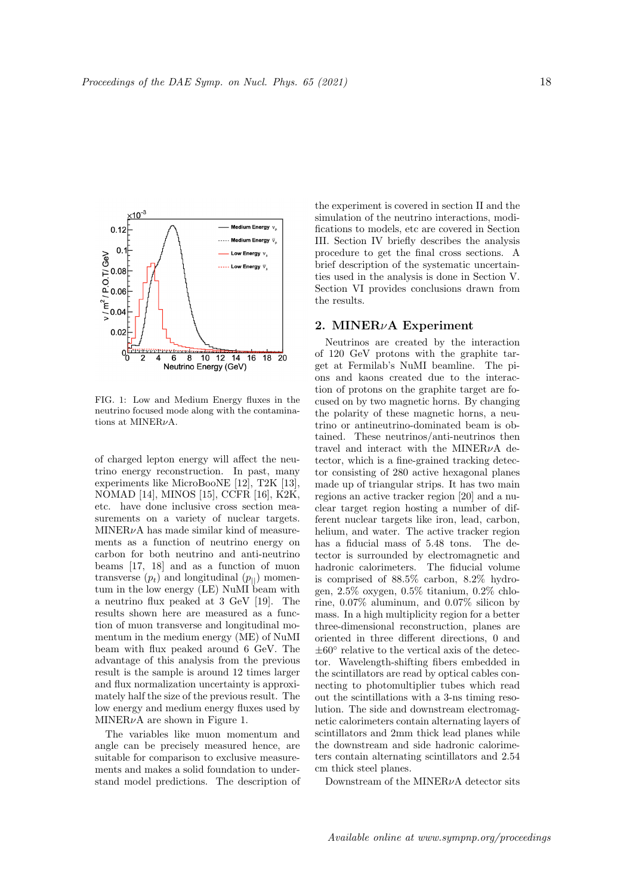×10^-3
0.12
0.1
0.08
0.06
0.04
0.02
0
ν / m² / P.O.T/ GeV
0 2 4 6 8 10 12 14 16 18 20
Neutrino Energy (GeV)
Medium Energy $\nu_\mu$
Medium Energy $\bar{\nu}_\mu$
Low Energy $\nu_\mu$
Low Energy $\bar{\nu}_\mu$

FIG. 1: Low and Medium Energy fluxes in the neutrino focused mode along with the contaminations at MINER$\nu$A.

of charged lepton energy will affect the neutrino energy reconstruction. In past, many experiments like MicroBooNE [12], T2K [13], NOMAD [14], MINOS [15], CCFR [16], K2K, etc. have done inclusive cross section measurements on a variety of nuclear targets. MINER$\nu$A has made similar kind of measurements as a function of neutrino energy on carbon for both neutrino and anti-neutrino beams [17, 18] and as a function of muon transverse ($p_t$) and longitudinal ($p_{||}$) momentum in the low energy (LE) NuMI beam with a neutrino flux peaked at 3 GeV [19]. The results shown here are measured as a function of muon transverse and longitudinal momentum in the medium energy (ME) of NuMI beam with flux peaked around 6 GeV. The advantage of this analysis from the previous result is the sample is around 12 times larger and flux normalization uncertainty is approximately half the size of the previous result. The low energy and medium energy fluxes used by MINER$\nu$A are shown in Figure 1.

The variables like muon momentum and angle can be precisely measured hence, are suitable for comparison to exclusive measurements and makes a solid foundation to understand model predictions. The description of the experiment is covered in section II and the simulation of the neutrino interactions, modifications to models, etc are covered in Section III. Section IV briefly describes the analysis procedure to get the final cross sections. A brief description of the systematic uncertainties used in the analysis is done in Section V. Section VI provides conclusions drawn from the results.

## 2. MINER$\nu$A Experiment

Neutrinos are created by the interaction of 120 GeV protons with the graphite target at Fermilab's NuMI beamline. The pions and kaons created due to the interaction of protons on the graphite target are focused on by two magnetic horns. By changing the polarity of these magnetic horns, a neutrino or antineutrino-dominated beam is obtained. These neutrinos/anti-neutrinos then travel and interact with the MINER$\nu$A detector, which is a fine-grained tracking detector consisting of 280 active hexagonal planes made up of triangular strips. It has two main regions an active tracker region [20] and a nuclear target region hosting a number of different nuclear targets like iron, lead, carbon, helium, and water. The active tracker region has a fiducial mass of 5.48 tons. The detector is surrounded by electromagnetic and hadronic calorimeters. The fiducial volume is comprised of 88.5% carbon, 8.2% hydrogen, 2.5% oxygen, 0.5% titanium, 0.2% chlorine, 0.07% aluminum, and 0.07% silicon by mass. In a high multiplicity region for a better three-dimensional reconstruction, planes are oriented in three different directions, 0 and $\pm 60^\circ$ relative to the vertical axis of the detector. Wavelength-shifting fibers embedded in the scintillators are read by optical cables connecting to photomultiplier tubes which read out the scintillations with a 3-ns timing resolution. The side and downstream electromagnetic calorimeters contain alternating layers of scintillators and 2mm thick lead planes while the downstream and side hadronic calorimeters contain alternating scintillators and 2.54 cm thick steel planes.

Downstream of the MINER$\nu$A detector sits